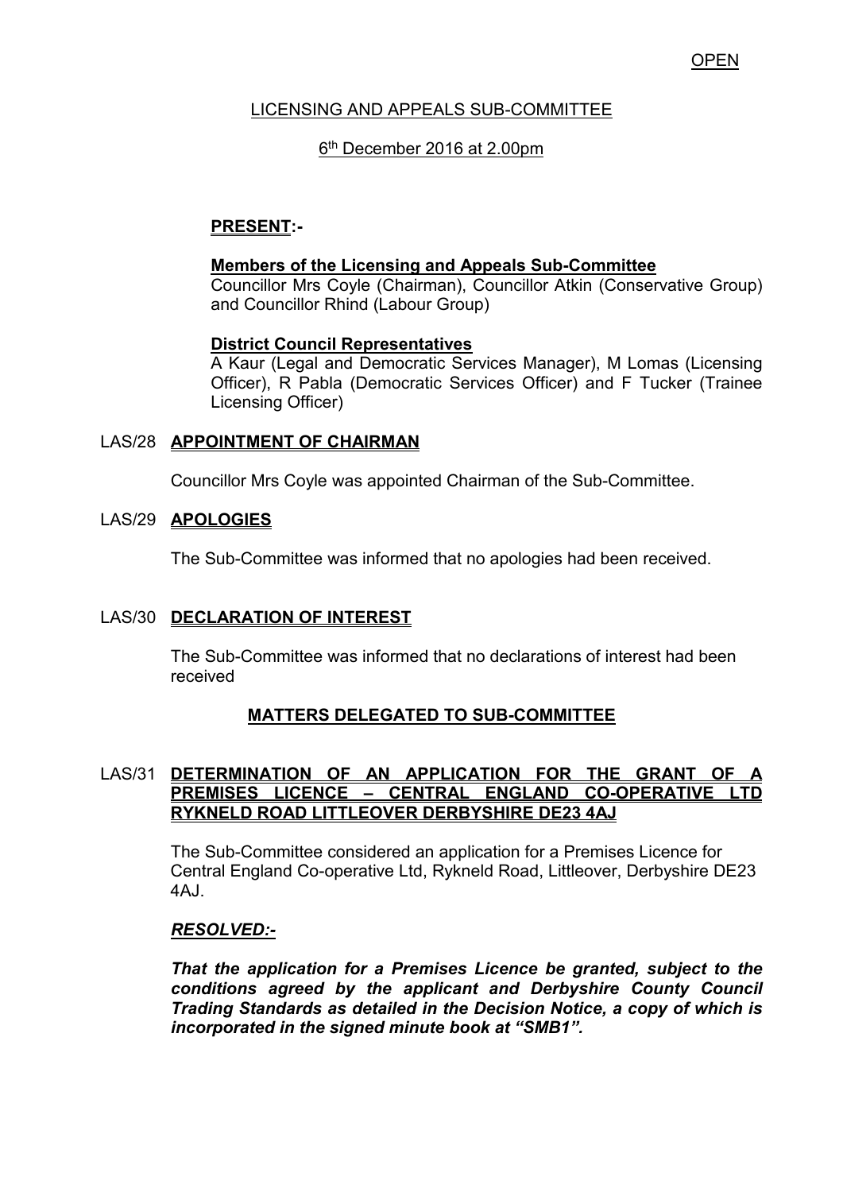OPEN

LICENSING AND APPEALS SUB-COMMITTEE

6th December 2016 at 2.00pm

**PRESENT:-**

**Members of the Licensing and Appeals Sub-Committee**
Councillor Mrs Coyle (Chairman), Councillor Atkin (Conservative Group) and Councillor Rhind (Labour Group)

**District Council Representatives**
A Kaur (Legal and Democratic Services Manager), M Lomas (Licensing Officer), R Pabla (Democratic Services Officer) and F Tucker (Trainee Licensing Officer)

## LAS/28 APPOINTMENT OF CHAIRMAN

Councillor Mrs Coyle was appointed Chairman of the Sub-Committee.

## LAS/29 APOLOGIES

The Sub-Committee was informed that no apologies had been received.

## LAS/30 DECLARATION OF INTEREST

The Sub-Committee was informed that no declarations of interest had been received

## MATTERS DELEGATED TO SUB-COMMITTEE

## LAS/31 DETERMINATION OF AN APPLICATION FOR THE GRANT OF A PREMISES LICENCE – CENTRAL ENGLAND CO-OPERATIVE LTD RYKNELD ROAD LITTLEOVER DERBYSHIRE DE23 4AJ

The Sub-Committee considered an application for a Premises Licence for Central England Co-operative Ltd, Rykneld Road, Littleover, Derbyshire DE23 4AJ.

***RESOLVED:-***

***That the application for a Premises Licence be granted, subject to the conditions agreed by the applicant and Derbyshire County Council Trading Standards as detailed in the Decision Notice, a copy of which is incorporated in the signed minute book at "SMB1".***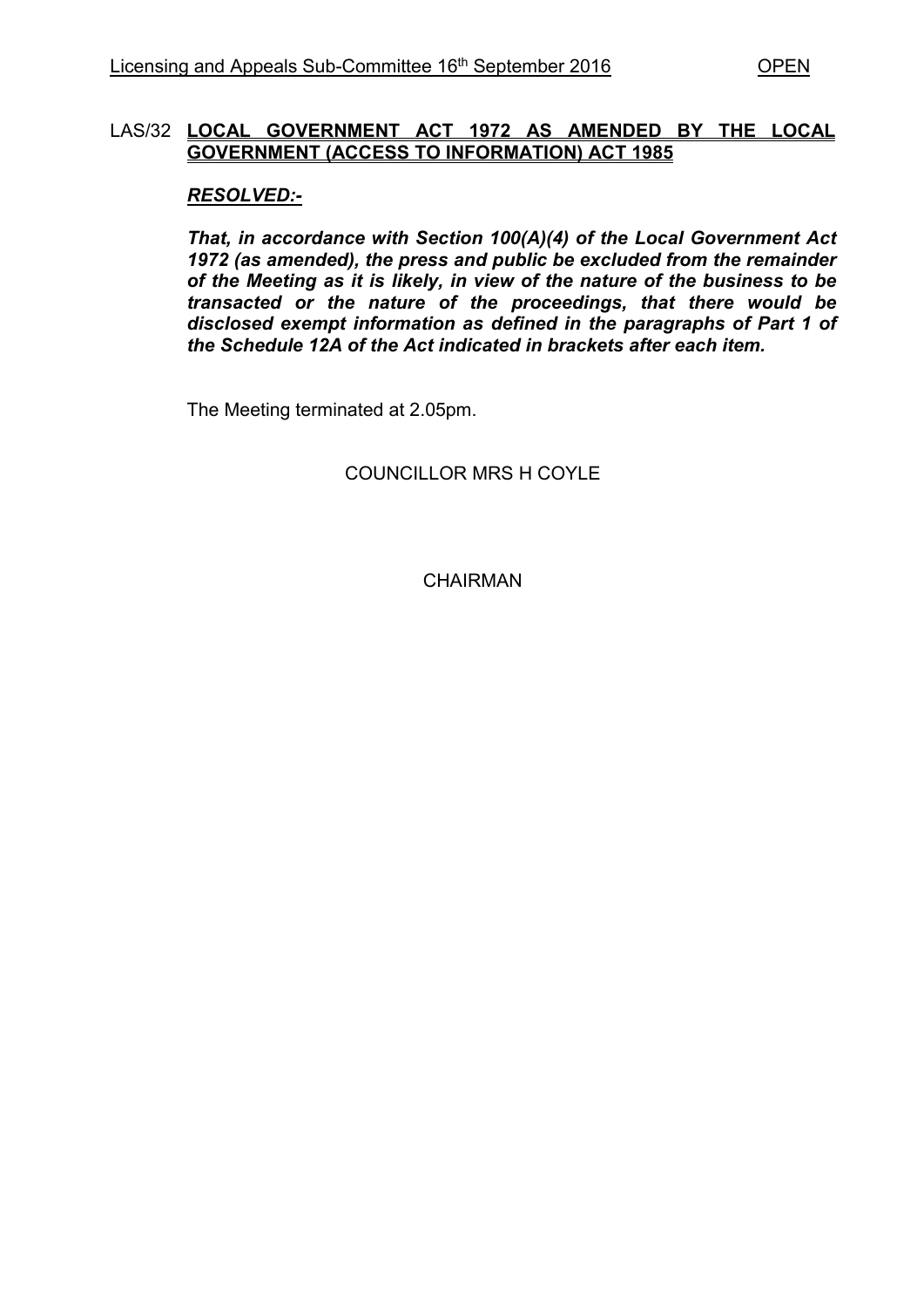LAS/32 **LOCAL GOVERNMENT ACT 1972 AS AMENDED BY THE LOCAL GOVERNMENT (ACCESS TO INFORMATION) ACT 1985**

***RESOLVED:-***

***That, in accordance with Section 100(A)(4) of the Local Government Act 1972 (as amended), the press and public be excluded from the remainder of the Meeting as it is likely, in view of the nature of the business to be transacted or the nature of the proceedings, that there would be disclosed exempt information as defined in the paragraphs of Part 1 of the Schedule 12A of the Act indicated in brackets after each item.***

The Meeting terminated at 2.05pm.

COUNCILLOR MRS H COYLE

CHAIRMAN